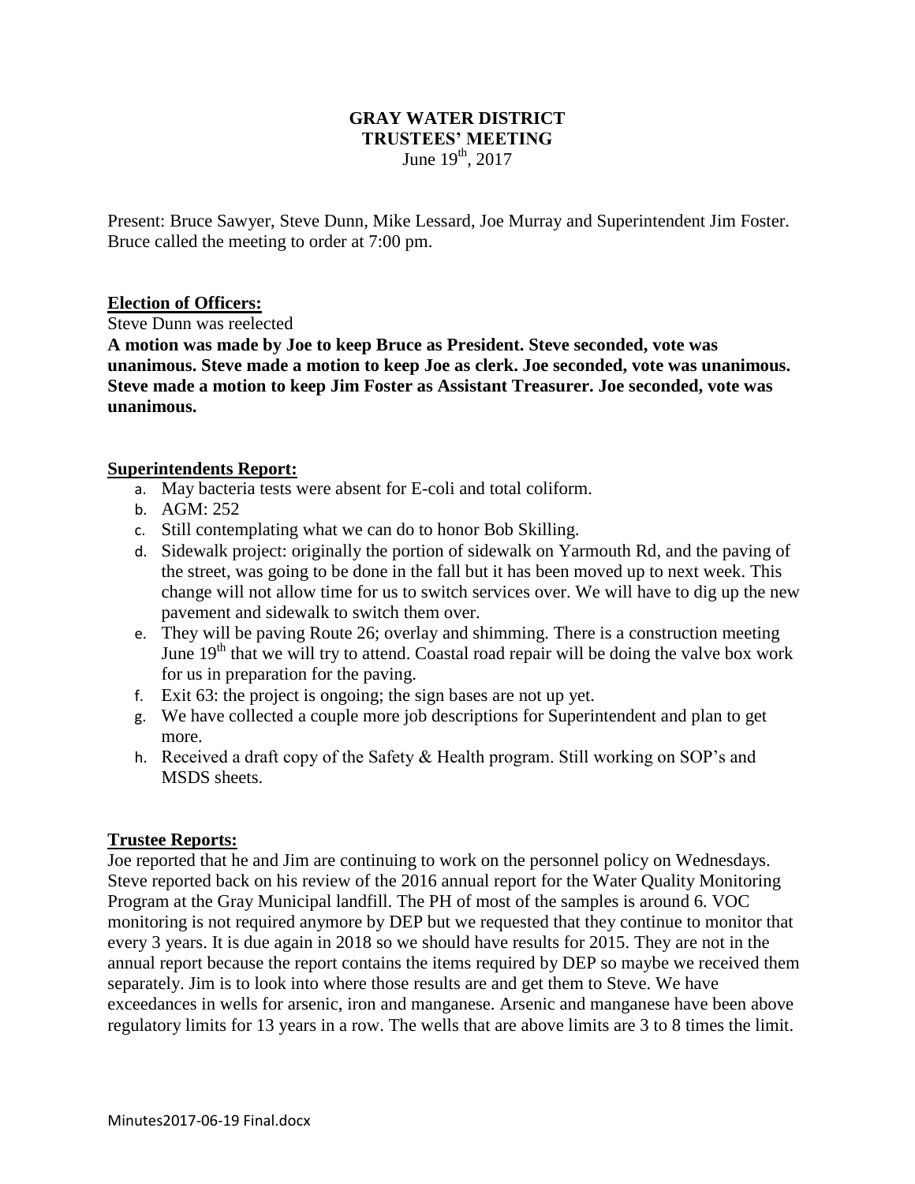# GRAY WATER DISTRICT
# TRUSTEES' MEETING

June 19th, 2017

Present: Bruce Sawyer, Steve Dunn, Mike Lessard, Joe Murray and Superintendent Jim Foster. Bruce called the meeting to order at 7:00 pm.

## Election of Officers:

Steve Dunn was reelected

**A motion was made by Joe to keep Bruce as President. Steve seconded, vote was unanimous. Steve made a motion to keep Joe as clerk. Joe seconded, vote was unanimous. Steve made a motion to keep Jim Foster as Assistant Treasurer. Joe seconded, vote was unanimous.**

## Superintendents Report:

a. May bacteria tests were absent for E-coli and total coliform.
b. AGM: 252
c. Still contemplating what we can do to honor Bob Skilling.
d. Sidewalk project: originally the portion of sidewalk on Yarmouth Rd, and the paving of the street, was going to be done in the fall but it has been moved up to next week. This change will not allow time for us to switch services over. We will have to dig up the new pavement and sidewalk to switch them over.
e. They will be paving Route 26; overlay and shimming. There is a construction meeting June 19th that we will try to attend. Coastal road repair will be doing the valve box work for us in preparation for the paving.
f. Exit 63: the project is ongoing; the sign bases are not up yet.
g. We have collected a couple more job descriptions for Superintendent and plan to get more.
h. Received a draft copy of the Safety & Health program. Still working on SOP's and MSDS sheets.

## Trustee Reports:

Joe reported that he and Jim are continuing to work on the personnel policy on Wednesdays. Steve reported back on his review of the 2016 annual report for the Water Quality Monitoring Program at the Gray Municipal landfill. The PH of most of the samples is around 6. VOC monitoring is not required anymore by DEP but we requested that they continue to monitor that every 3 years. It is due again in 2018 so we should have results for 2015. They are not in the annual report because the report contains the items required by DEP so maybe we received them separately. Jim is to look into where those results are and get them to Steve. We have exceedances in wells for arsenic, iron and manganese. Arsenic and manganese have been above regulatory limits for 13 years in a row. The wells that are above limits are 3 to 8 times the limit.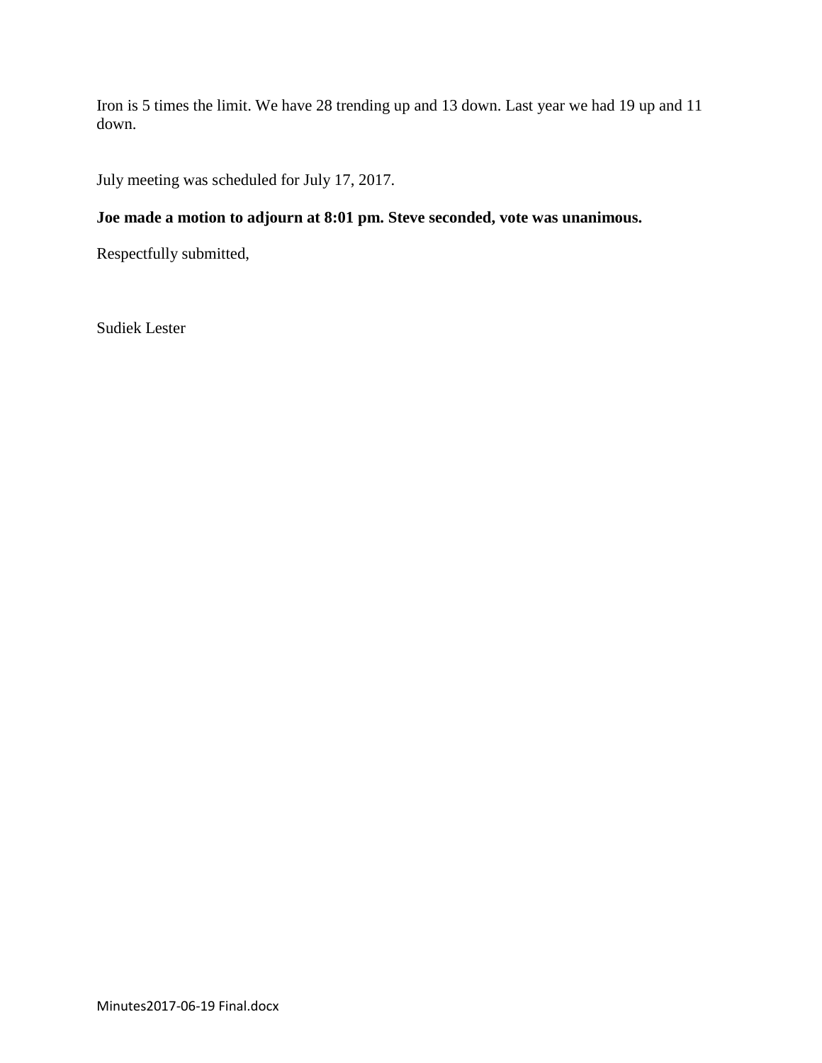Iron is 5 times the limit. We have 28 trending up and 13 down. Last year we had 19 up and 11 down.

July meeting was scheduled for July 17, 2017.

**Joe made a motion to adjourn at 8:01 pm. Steve seconded, vote was unanimous.**

Respectfully submitted,

Sudiek Lester